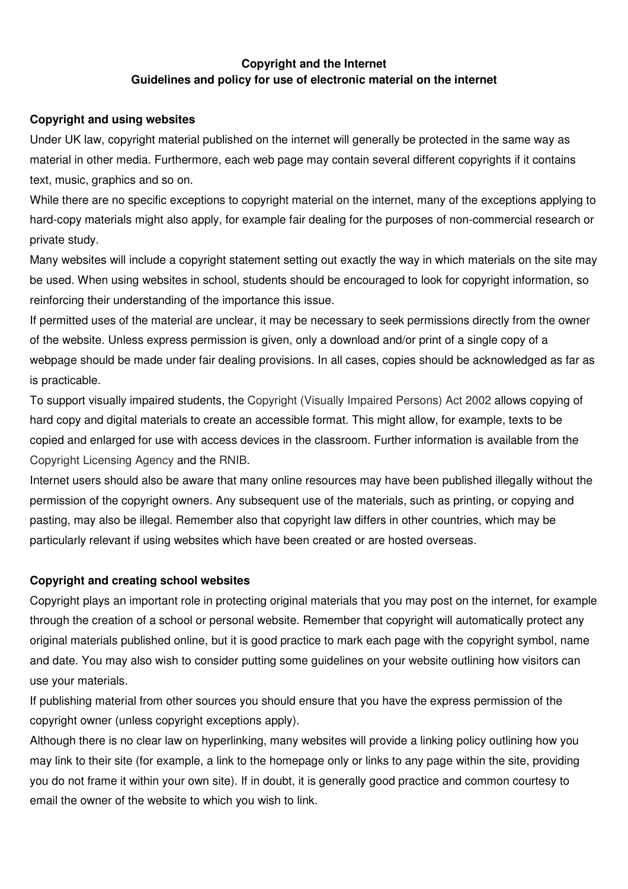# Copyright and the Internet

## Guidelines and policy for use of electronic material on the internet

### Copyright and using websites

Under UK law, copyright material published on the internet will generally be protected in the same way as material in other media. Furthermore, each web page may contain several different copyrights if it contains text, music, graphics and so on.

While there are no specific exceptions to copyright material on the internet, many of the exceptions applying to hard-copy materials might also apply, for example fair dealing for the purposes of non-commercial research or private study.

Many websites will include a copyright statement setting out exactly the way in which materials on the site may be used. When using websites in school, students should be encouraged to look for copyright information, so reinforcing their understanding of the importance this issue.

If permitted uses of the material are unclear, it may be necessary to seek permissions directly from the owner of the website. Unless express permission is given, only a download and/or print of a single copy of a webpage should be made under fair dealing provisions. In all cases, copies should be acknowledged as far as is practicable.

To support visually impaired students, the Copyright (Visually Impaired Persons) Act 2002 allows copying of hard copy and digital materials to create an accessible format. This might allow, for example, texts to be copied and enlarged for use with access devices in the classroom. Further information is available from the Copyright Licensing Agency and the RNIB.

Internet users should also be aware that many online resources may have been published illegally without the permission of the copyright owners. Any subsequent use of the materials, such as printing, or copying and pasting, may also be illegal. Remember also that copyright law differs in other countries, which may be particularly relevant if using websites which have been created or are hosted overseas.

### Copyright and creating school websites

Copyright plays an important role in protecting original materials that you may post on the internet, for example through the creation of a school or personal website. Remember that copyright will automatically protect any original materials published online, but it is good practice to mark each page with the copyright symbol, name and date. You may also wish to consider putting some guidelines on your website outlining how visitors can use your materials.

If publishing material from other sources you should ensure that you have the express permission of the copyright owner (unless copyright exceptions apply).

Although there is no clear law on hyperlinking, many websites will provide a linking policy outlining how you may link to their site (for example, a link to the homepage only or links to any page within the site, providing you do not frame it within your own site). If in doubt, it is generally good practice and common courtesy to email the owner of the website to which you wish to link.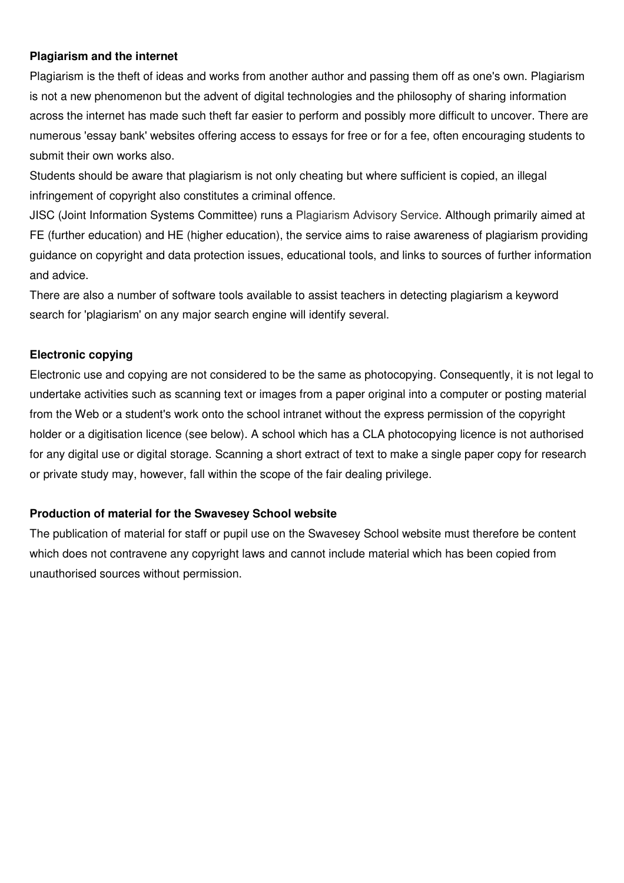**Plagiarism and the internet**

Plagiarism is the theft of ideas and works from another author and passing them off as one's own. Plagiarism is not a new phenomenon but the advent of digital technologies and the philosophy of sharing information across the internet has made such theft far easier to perform and possibly more difficult to uncover. There are numerous 'essay bank' websites offering access to essays for free or for a fee, often encouraging students to submit their own works also.

Students should be aware that plagiarism is not only cheating but where sufficient is copied, an illegal infringement of copyright also constitutes a criminal offence.

JISC (Joint Information Systems Committee) runs a Plagiarism Advisory Service. Although primarily aimed at FE (further education) and HE (higher education), the service aims to raise awareness of plagiarism providing guidance on copyright and data protection issues, educational tools, and links to sources of further information and advice.

There are also a number of software tools available to assist teachers in detecting plagiarism a keyword search for 'plagiarism' on any major search engine will identify several.

**Electronic copying**

Electronic use and copying are not considered to be the same as photocopying. Consequently, it is not legal to undertake activities such as scanning text or images from a paper original into a computer or posting material from the Web or a student's work onto the school intranet without the express permission of the copyright holder or a digitisation licence (see below). A school which has a CLA photocopying licence is not authorised for any digital use or digital storage. Scanning a short extract of text to make a single paper copy for research or private study may, however, fall within the scope of the fair dealing privilege.

**Production of material for the Swavesey School website**

The publication of material for staff or pupil use on the Swavesey School website must therefore be content which does not contravene any copyright laws and cannot include material which has been copied from unauthorised sources without permission.